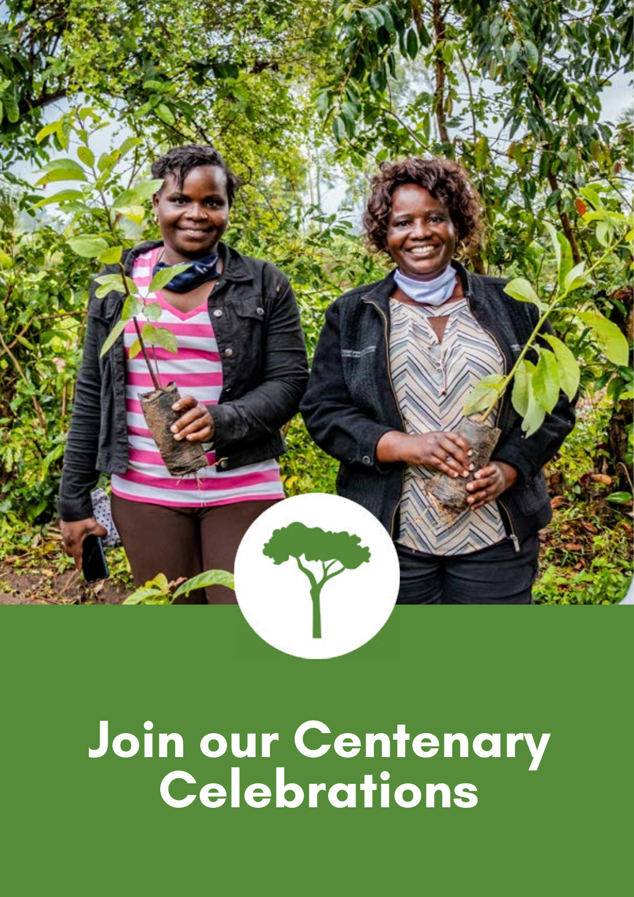# Join our Centenary Celebrations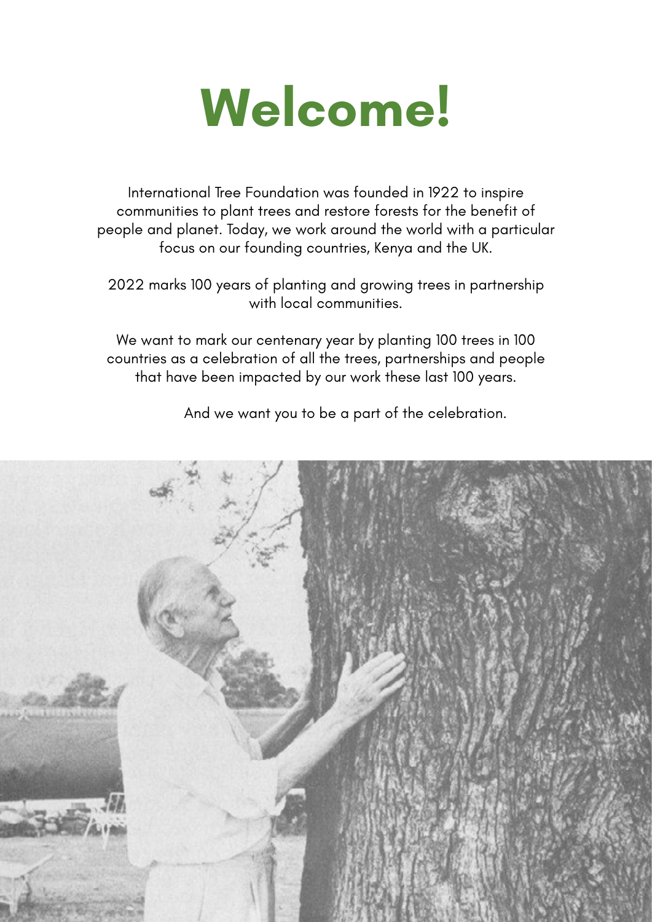# Welcome!

International Tree Foundation was founded in 1922 to inspire communities to plant trees and restore forests for the benefit of people and planet. Today, we work around the world with a particular focus on our founding countries, Kenya and the UK.

2022 marks 100 years of planting and growing trees in partnership with local communities.

We want to mark our centenary year by planting 100 trees in 100 countries as a celebration of all the trees, partnerships and people that have been impacted by our work these last 100 years.

And we want you to be a part of the celebration.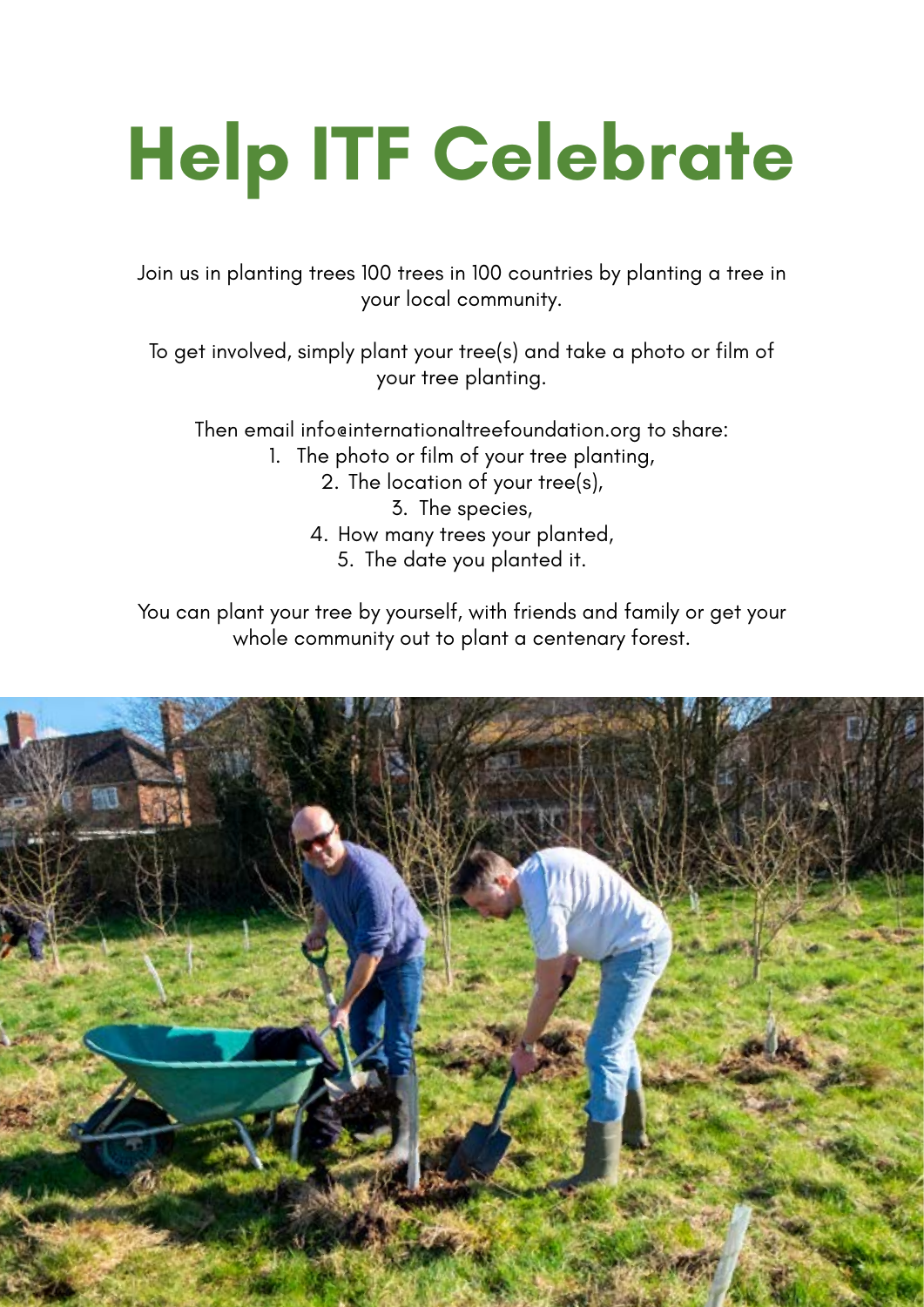# Help ITF Celebrate

Join us in planting trees 100 trees in 100 countries by planting a tree in your local community.

To get involved, simply plant your tree(s) and take a photo or film of your tree planting.

Then email info@internationaltreefoundation.org to share:

1. The photo or film of your tree planting,
2. The location of your tree(s),
3. The species,
4. How many trees your planted,
5. The date you planted it.

You can plant your tree by yourself, with friends and family or get your whole community out to plant a centenary forest.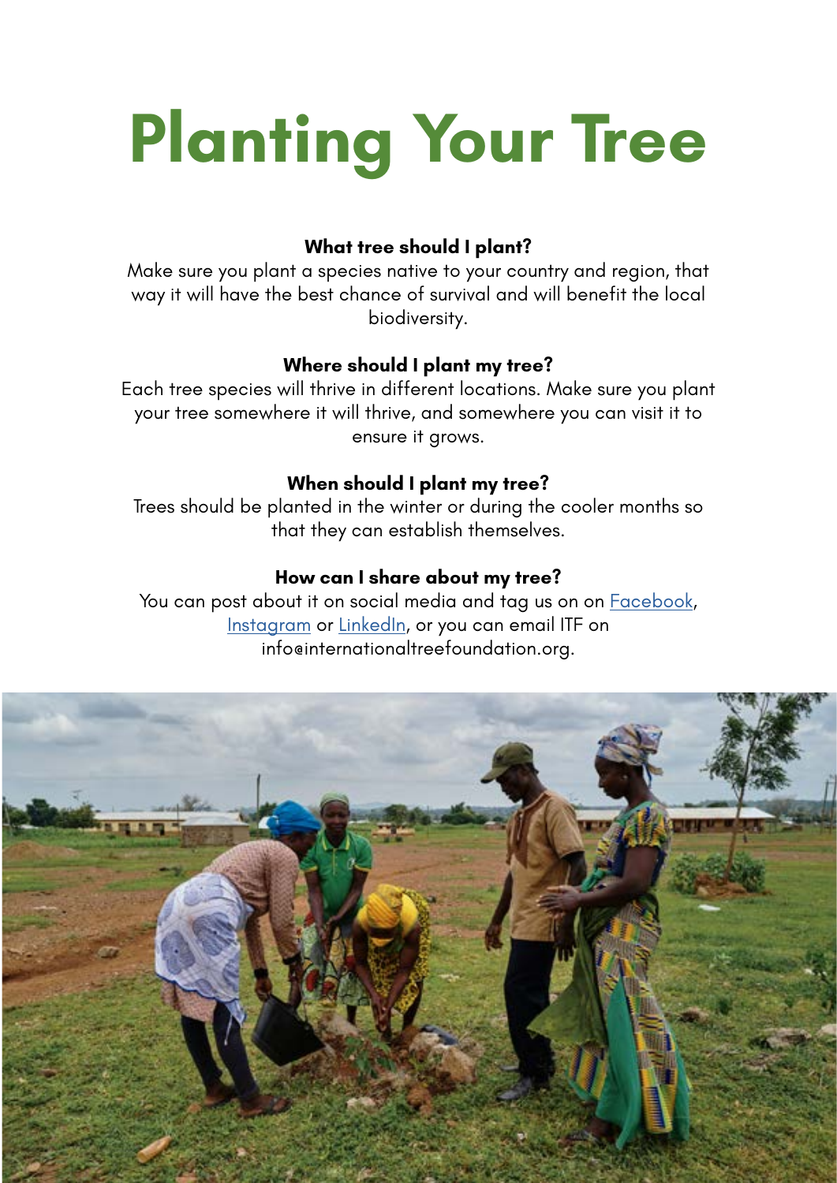# Planting Your Tree

**What tree should I plant?**
Make sure you plant a species native to your country and region, that way it will have the best chance of survival and will benefit the local biodiversity.

**Where should I plant my tree?**
Each tree species will thrive in different locations. Make sure you plant your tree somewhere it will thrive, and somewhere you can visit it to ensure it grows.

**When should I plant my tree?**
Trees should be planted in the winter or during the cooler months so that they can establish themselves.

**How can I share about my tree?**
You can post about it on social media and tag us on on Facebook, Instagram or LinkedIn, or you can email ITF on info@internationaltreefoundation.org.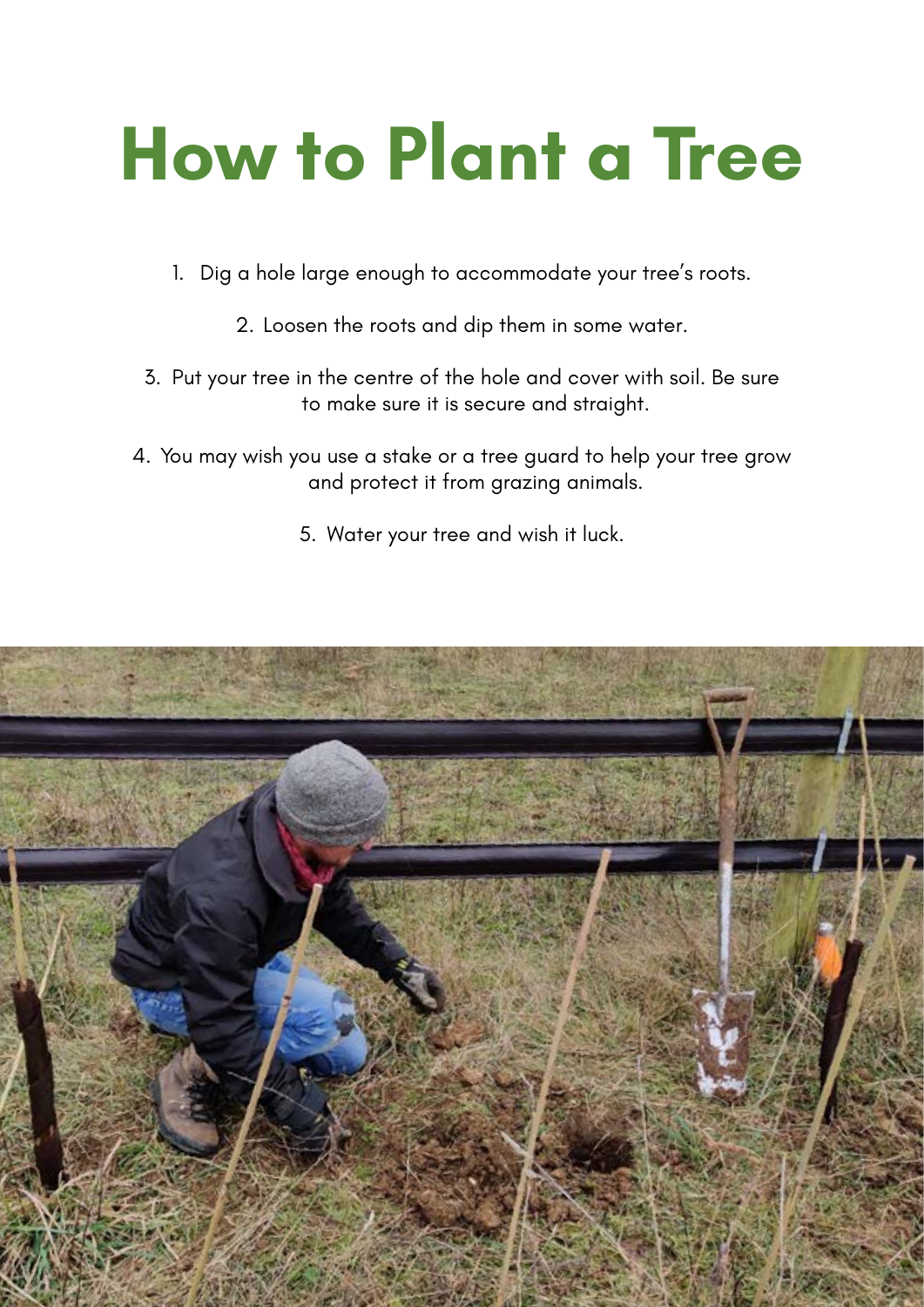# How to Plant a Tree

1. Dig a hole large enough to accommodate your tree's roots.
2. Loosen the roots and dip them in some water.
3. Put your tree in the centre of the hole and cover with soil. Be sure to make sure it is secure and straight.
4. You may wish you use a stake or a tree guard to help your tree grow and protect it from grazing animals.
5. Water your tree and wish it luck.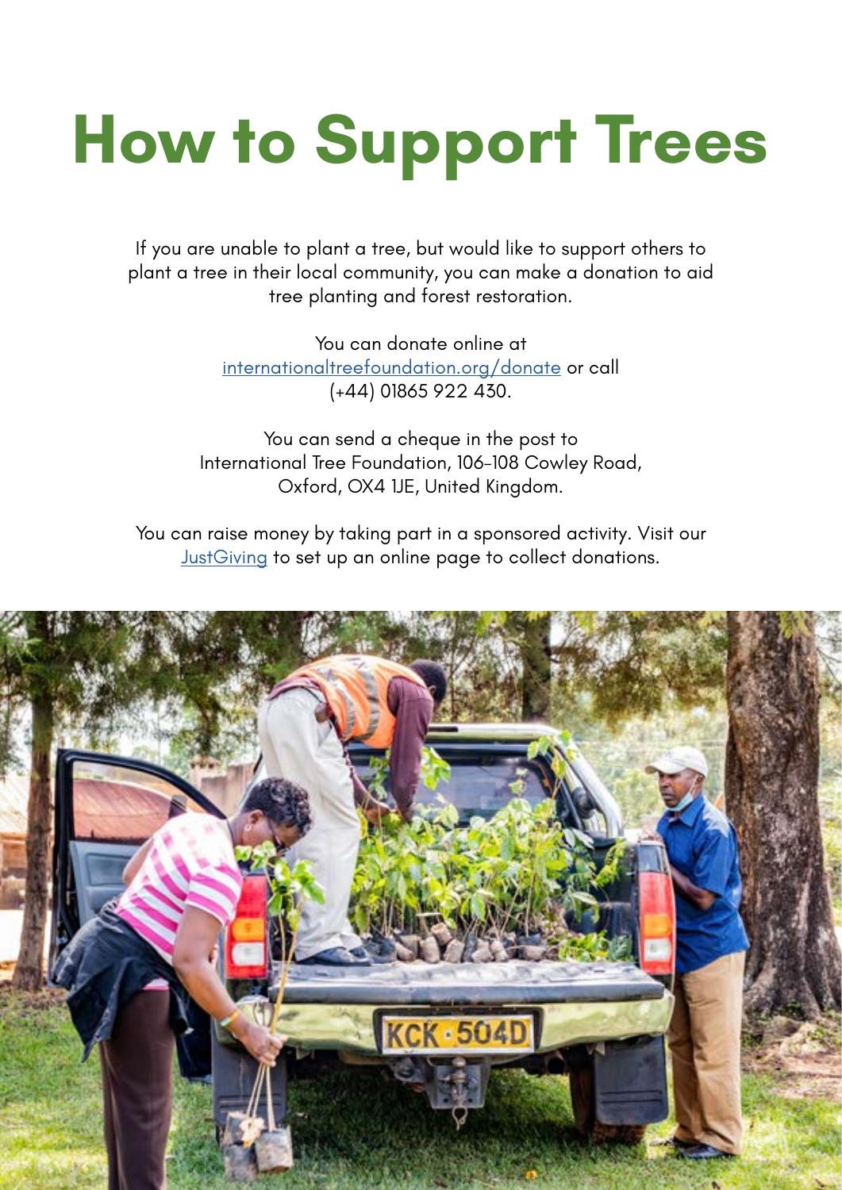# How to Support Trees

If you are unable to plant a tree, but would like to support others to plant a tree in their local community, you can make a donation to aid tree planting and forest restoration.

You can donate online at [internationaltreefoundation.org/donate](internationaltreefoundation.org/donate) or call (+44) 01865 922 430.

You can send a cheque in the post to International Tree Foundation, 106-108 Cowley Road, Oxford, OX4 1JE, United Kingdom.

You can raise money by taking part in a sponsored activity. Visit our [JustGiving]() to set up an online page to collect donations.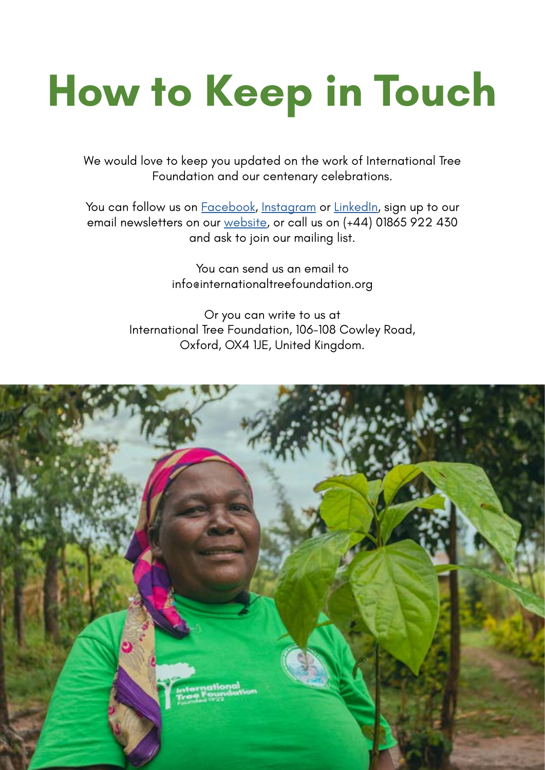# How to Keep in Touch

We would love to keep you updated on the work of International Tree Foundation and our centenary celebrations.

You can follow us on Facebook, Instagram or LinkedIn, sign up to our email newsletters on our website, or call us on (+44) 01865 922 430 and ask to join our mailing list.

You can send us an email to info@internationaltreefoundation.org

Or you can write to us at
International Tree Foundation, 106-108 Cowley Road,
Oxford, OX4 1JE, United Kingdom.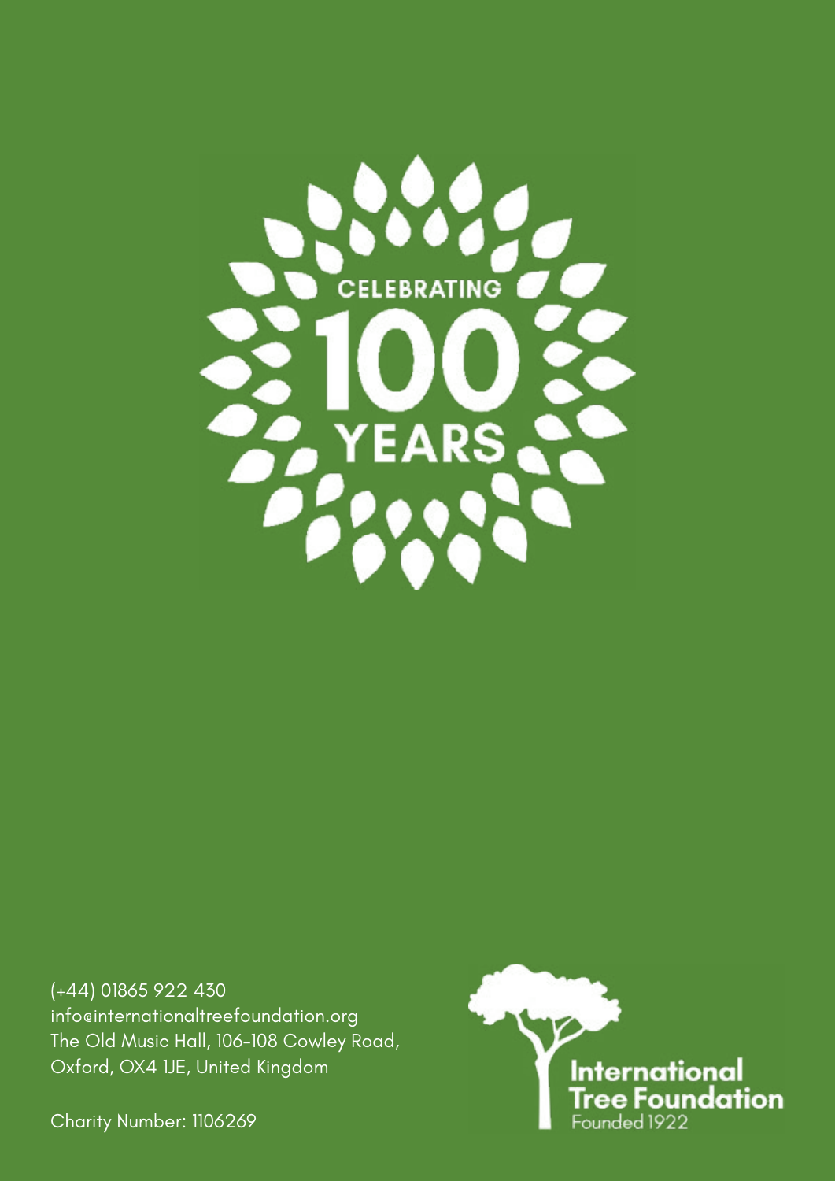CELEBRATING 100 YEARS

(+44) 01865 922 430
info@internationaltreefoundation.org
The Old Music Hall, 106-108 Cowley Road,
Oxford, OX4 1JE, United Kingdom

Charity Number: 1106269

International Tree Foundation
Founded 1922